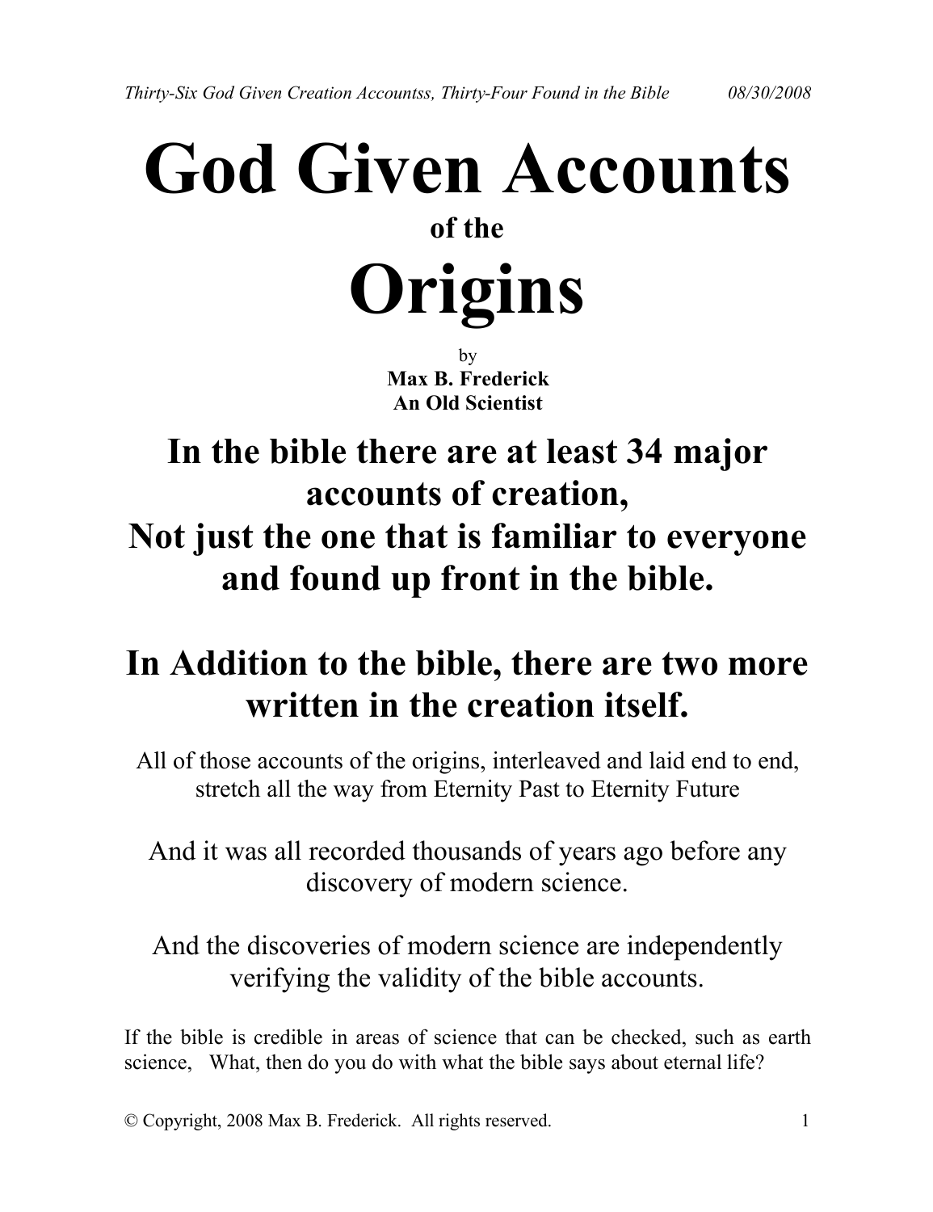# God Given Accounts

**of the**

# Origins

by

**Max B. Frederick**
**An Old Scientist**

## In the bible there are at least 34 major accounts of creation, Not just the one that is familiar to everyone and found up front in the bible.

## In Addition to the bible, there are two more written in the creation itself.

All of those accounts of the origins, interleaved and laid end to end, stretch all the way from Eternity Past to Eternity Future

And it was all recorded thousands of years ago before any discovery of modern science.

And the discoveries of modern science are independently verifying the validity of the bible accounts.

If the bible is credible in areas of science that can be checked, such as earth science, What, then do you do with what the bible says about eternal life?

© Copyright, 2008 Max B. Frederick. All rights reserved.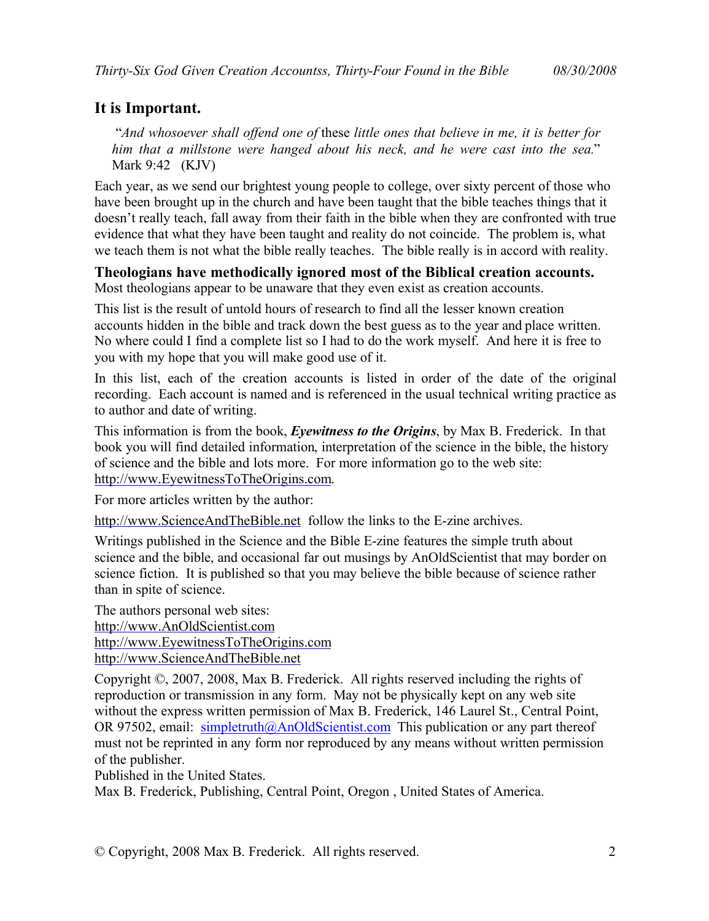## It is Important.

> "*And whosoever shall offend one of* these *little ones that believe in me, it is better for him that a millstone were hanged about his neck, and he were cast into the sea.*" Mark 9:42 (KJV)

Each year, as we send our brightest young people to college, over sixty percent of those who have been brought up in the church and have been taught that the bible teaches things that it doesn't really teach, fall away from their faith in the bible when they are confronted with true evidence that what they have been taught and reality do not coincide. The problem is, what we teach them is not what the bible really teaches. The bible really is in accord with reality.

**Theologians have methodically ignored most of the Biblical creation accounts.** Most theologians appear to be unaware that they even exist as creation accounts.

This list is the result of untold hours of research to find all the lesser known creation accounts hidden in the bible and track down the best guess as to the year and place written. No where could I find a complete list so I had to do the work myself. And here it is free to you with my hope that you will make good use of it.

In this list, each of the creation accounts is listed in order of the date of the original recording. Each account is named and is referenced in the usual technical writing practice as to author and date of writing.

This information is from the book, ***Eyewitness to the Origins***, by Max B. Frederick. In that book you will find detailed information, interpretation of the science in the bible, the history of science and the bible and lots more. For more information go to the web site: http://www.EyewitnessToTheOrigins.com.

For more articles written by the author:

http://www.ScienceAndTheBible.net follow the links to the E-zine archives.

Writings published in the Science and the Bible E-zine features the simple truth about science and the bible, and occasional far out musings by AnOldScientist that may border on science fiction. It is published so that you may believe the bible because of science rather than in spite of science.

The authors personal web sites:
http://www.AnOldScientist.com
http://www.EyewitnessToTheOrigins.com
http://www.ScienceAndTheBible.net

Copyright ©, 2007, 2008, Max B. Frederick. All rights reserved including the rights of reproduction or transmission in any form. May not be physically kept on any web site without the express written permission of Max B. Frederick, 146 Laurel St., Central Point, OR 97502, email: simpletruth@AnOldScientist.com This publication or any part thereof must not be reprinted in any form nor reproduced by any means without written permission of the publisher.
Published in the United States.
Max B. Frederick, Publishing, Central Point, Oregon , United States of America.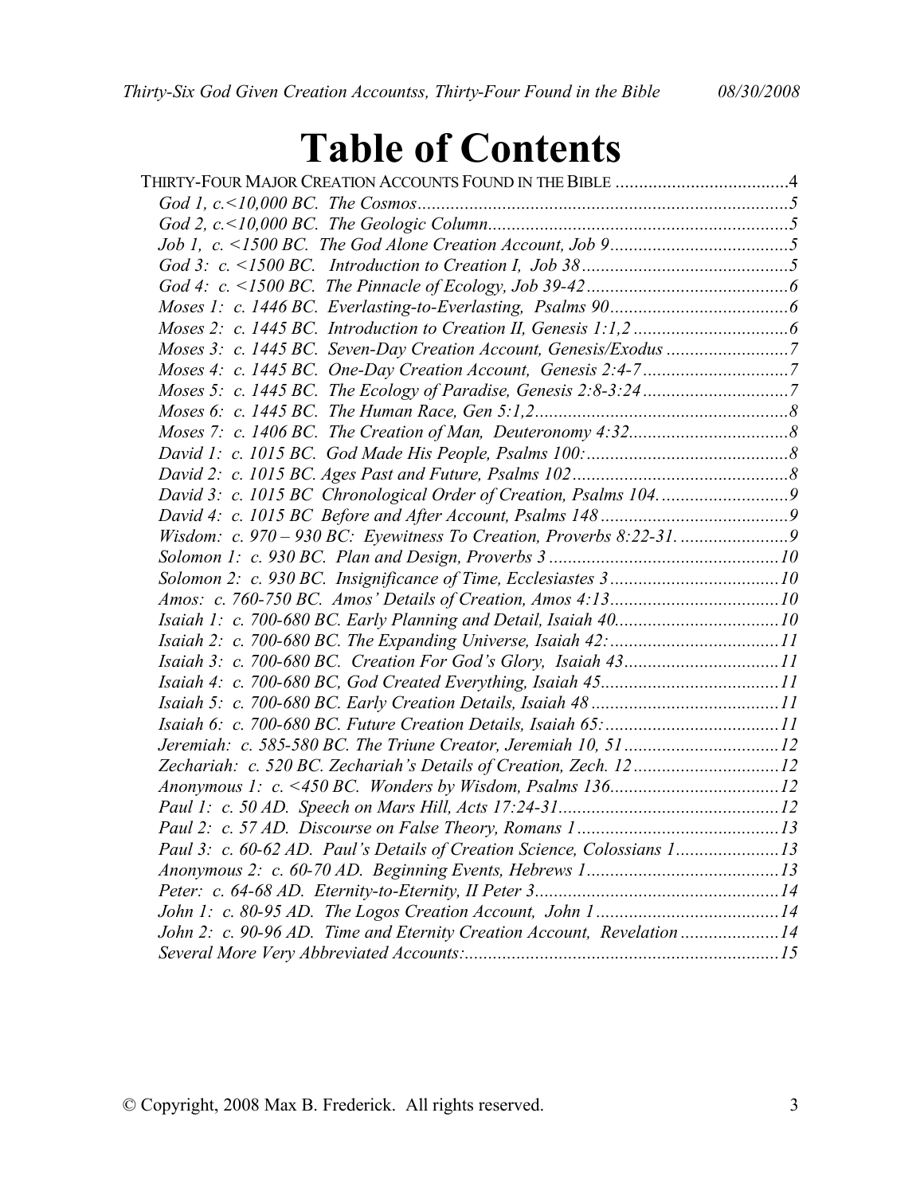# Table of Contents

THIRTY-FOUR MAJOR CREATION ACCOUNTS FOUND IN THE BIBLE ....................................4

*God 1, c.<10,000 BC. The Cosmos.............................................................................5*

*God 2, c.<10,000 BC. The Geologic Column................................................................5*

*Job 1, c. <1500 BC. The God Alone Creation Account, Job 9......................................5*

*God 3: c. <1500 BC. Introduction to Creation I, Job 38............................................5*

*God 4: c. <1500 BC. The Pinnacle of Ecology, Job 39-42...........................................6*

*Moses 1: c. 1446 BC. Everlasting-to-Everlasting, Psalms 90......................................6*

*Moses 2: c. 1445 BC. Introduction to Creation II, Genesis 1:1,2.................................6*

*Moses 3: c. 1445 BC. Seven-Day Creation Account, Genesis/Exodus ..........................7*

*Moses 4: c. 1445 BC. One-Day Creation Account, Genesis 2:4-7...............................7*

*Moses 5: c. 1445 BC. The Ecology of Paradise, Genesis 2:8-3:24...............................7*

*Moses 6: c. 1445 BC. The Human Race, Gen 5:1,2......................................................8*

*Moses 7: c. 1406 BC. The Creation of Man, Deuteronomy 4:32..................................8*

*David 1: c. 1015 BC. God Made His People, Psalms 100:...........................................8*

*David 2: c. 1015 BC. Ages Past and Future, Psalms 102..............................................8*

*David 3: c. 1015 BC Chronological Order of Creation, Psalms 104............................9*

*David 4: c. 1015 BC Before and After Account, Psalms 148........................................9*

*Wisdom: c. 970 – 930 BC: Eyewitness To Creation, Proverbs 8:22-31........................9*

*Solomon 1: c. 930 BC. Plan and Design, Proverbs 3.................................................10*

*Solomon 2: c. 930 BC. Insignificance of Time, Ecclesiastes 3....................................10*

*Amos: c. 760-750 BC. Amos' Details of Creation, Amos 4:13....................................10*

*Isaiah 1: c. 700-680 BC. Early Planning and Detail, Isaiah 40...................................10*

*Isaiah 2: c. 700-680 BC. The Expanding Universe, Isaiah 42:....................................11*

*Isaiah 3: c. 700-680 BC. Creation For God's Glory, Isaiah 43.................................11*

*Isaiah 4: c. 700-680 BC, God Created Everything, Isaiah 45......................................11*

*Isaiah 5: c. 700-680 BC. Early Creation Details, Isaiah 48........................................11*

*Isaiah 6: c. 700-680 BC. Future Creation Details, Isaiah 65:.....................................11*

*Jeremiah: c. 585-580 BC. The Triune Creator, Jeremiah 10, 51.................................12*

*Zechariah: c. 520 BC. Zechariah's Details of Creation, Zech. 12...............................12*

*Anonymous 1: c. <450 BC. Wonders by Wisdom, Psalms 136....................................12*

*Paul 1: c. 50 AD. Speech on Mars Hill, Acts 17:24-31...............................................12*

*Paul 2: c. 57 AD. Discourse on False Theory, Romans 1...........................................13*

*Paul 3: c. 60-62 AD. Paul's Details of Creation Science, Colossians 1......................13*

*Anonymous 2: c. 60-70 AD. Beginning Events, Hebrews 1.........................................13*

*Peter: c. 64-68 AD. Eternity-to-Eternity, II Peter 3....................................................14*

*John 1: c. 80-95 AD. The Logos Creation Account, John 1.......................................14*

*John 2: c. 90-96 AD. Time and Eternity Creation Account, Revelation.....................14*

*Several More Very Abbreviated Accounts:..................................................................15*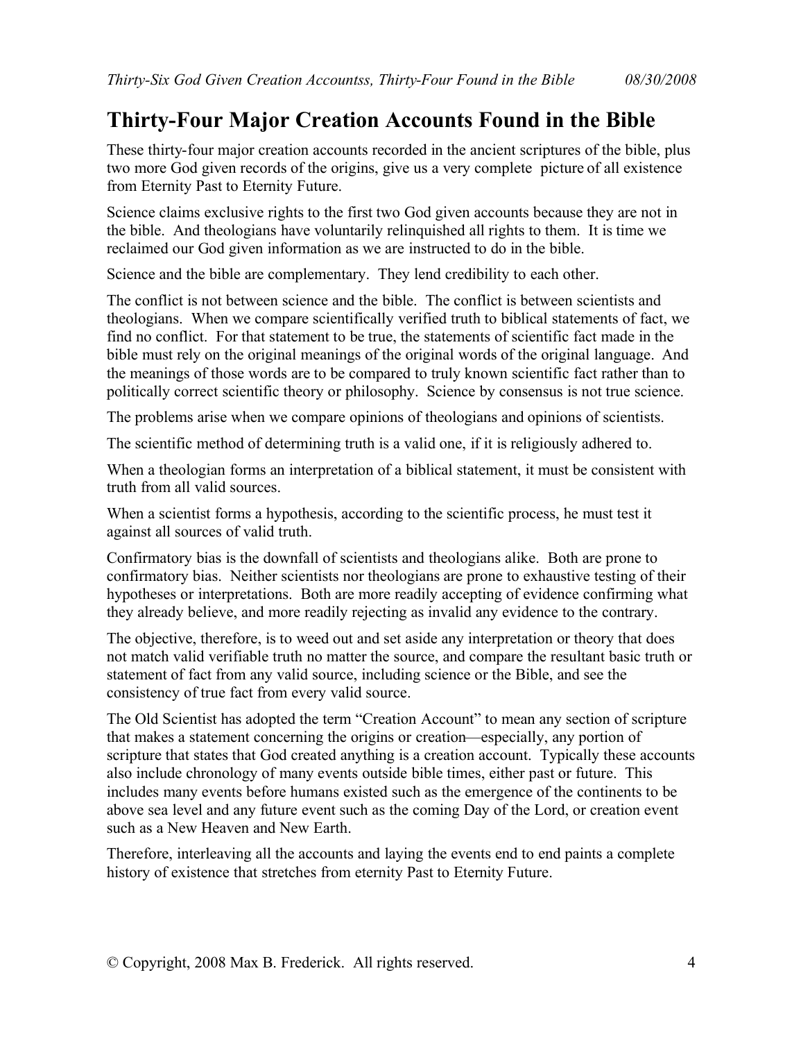# Thirty-Four Major Creation Accounts Found in the Bible

These thirty-four major creation accounts recorded in the ancient scriptures of the bible, plus two more God given records of the origins, give us a very complete picture of all existence from Eternity Past to Eternity Future.

Science claims exclusive rights to the first two God given accounts because they are not in the bible. And theologians have voluntarily relinquished all rights to them. It is time we reclaimed our God given information as we are instructed to do in the bible.

Science and the bible are complementary. They lend credibility to each other.

The conflict is not between science and the bible. The conflict is between scientists and theologians. When we compare scientifically verified truth to biblical statements of fact, we find no conflict. For that statement to be true, the statements of scientific fact made in the bible must rely on the original meanings of the original words of the original language. And the meanings of those words are to be compared to truly known scientific fact rather than to politically correct scientific theory or philosophy. Science by consensus is not true science.

The problems arise when we compare opinions of theologians and opinions of scientists.

The scientific method of determining truth is a valid one, if it is religiously adhered to.

When a theologian forms an interpretation of a biblical statement, it must be consistent with truth from all valid sources.

When a scientist forms a hypothesis, according to the scientific process, he must test it against all sources of valid truth.

Confirmatory bias is the downfall of scientists and theologians alike. Both are prone to confirmatory bias. Neither scientists nor theologians are prone to exhaustive testing of their hypotheses or interpretations. Both are more readily accepting of evidence confirming what they already believe, and more readily rejecting as invalid any evidence to the contrary.

The objective, therefore, is to weed out and set aside any interpretation or theory that does not match valid verifiable truth no matter the source, and compare the resultant basic truth or statement of fact from any valid source, including science or the Bible, and see the consistency of true fact from every valid source.

The Old Scientist has adopted the term "Creation Account" to mean any section of scripture that makes a statement concerning the origins or creation—especially, any portion of scripture that states that God created anything is a creation account. Typically these accounts also include chronology of many events outside bible times, either past or future. This includes many events before humans existed such as the emergence of the continents to be above sea level and any future event such as the coming Day of the Lord, or creation event such as a New Heaven and New Earth.

Therefore, interleaving all the accounts and laying the events end to end paints a complete history of existence that stretches from eternity Past to Eternity Future.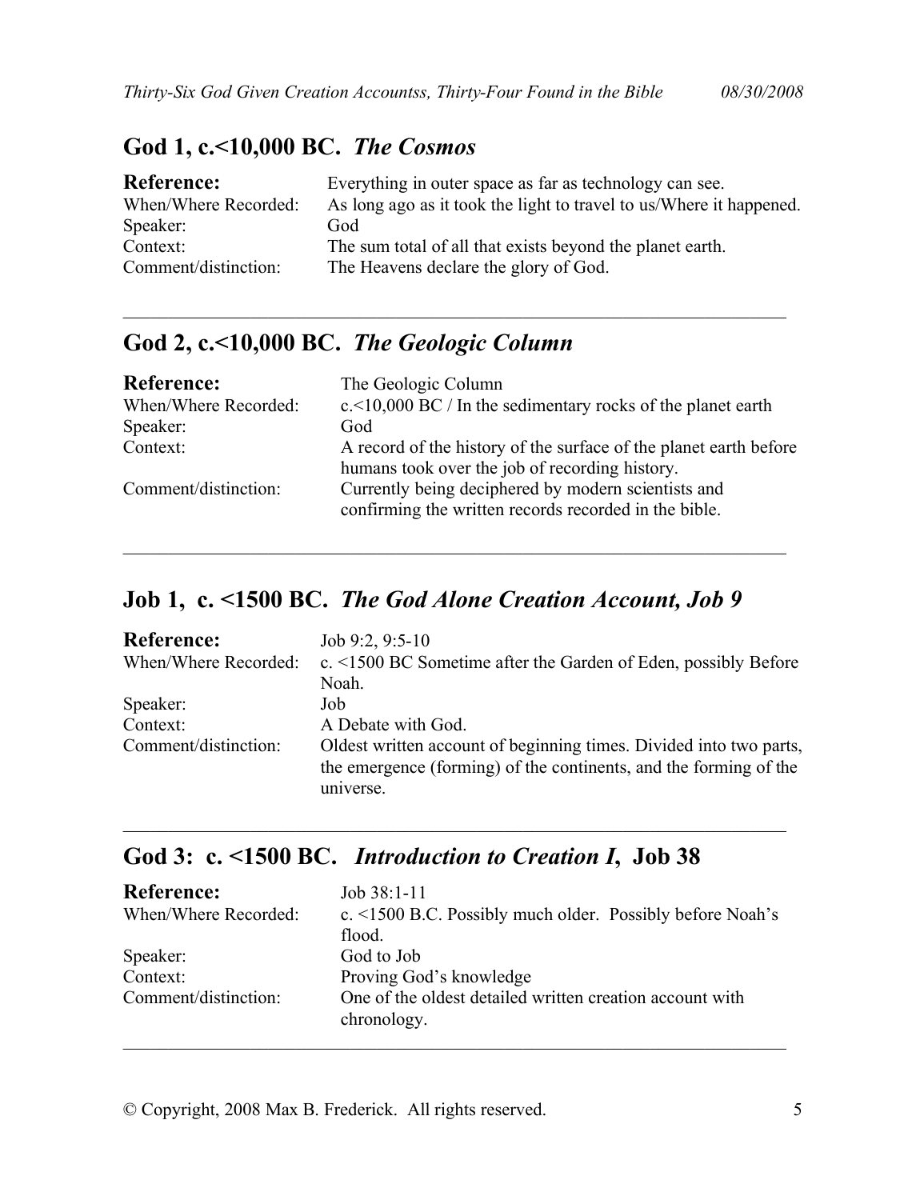## God 1, c.<10,000 BC. *The Cosmos*

| | |
|---|---|
| **Reference:** | Everything in outer space as far as technology can see. |
| When/Where Recorded: | As long ago as it took the light to travel to us/Where it happened. |
| Speaker: | God |
| Context: | The sum total of all that exists beyond the planet earth. |
| Comment/distinction: | The Heavens declare the glory of God. |

---

## God 2, c.<10,000 BC. *The Geologic Column*

| | |
|---|---|
| **Reference:** | The Geologic Column |
| When/Where Recorded: | c.<10,000 BC / In the sedimentary rocks of the planet earth |
| Speaker: | God |
| Context: | A record of the history of the surface of the planet earth before humans took over the job of recording history. |
| Comment/distinction: | Currently being deciphered by modern scientists and confirming the written records recorded in the bible. |

---

## Job 1, c. <1500 BC. *The God Alone Creation Account, Job 9*

| | |
|---|---|
| **Reference:** | Job 9:2, 9:5-10 |
| When/Where Recorded: | c. <1500 BC Sometime after the Garden of Eden, possibly Before Noah. |
| Speaker: | Job |
| Context: | A Debate with God. |
| Comment/distinction: | Oldest written account of beginning times. Divided into two parts, the emergence (forming) of the continents, and the forming of the universe. |

---

## God 3: c. <1500 BC. *Introduction to Creation I*, Job 38

| | |
|---|---|
| **Reference:** | Job 38:1-11 |
| When/Where Recorded: | c. <1500 B.C. Possibly much older. Possibly before Noah's flood. |
| Speaker: | God to Job |
| Context: | Proving God's knowledge |
| Comment/distinction: | One of the oldest detailed written creation account with chronology. |

---

© Copyright, 2008 Max B. Frederick. All rights reserved.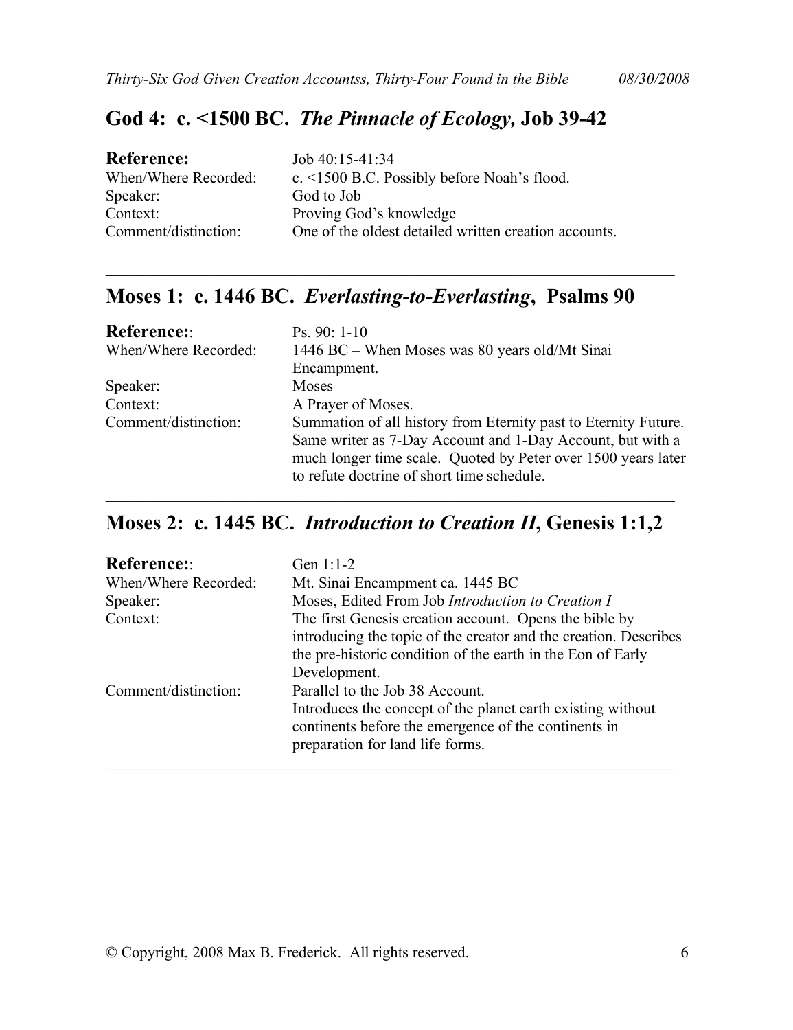## God 4: c. <1500 BC. *The Pinnacle of Ecology,* Job 39-42

| | |
|---|---|
| **Reference:** | Job 40:15-41:34 |
| When/Where Recorded: | c. <1500 B.C. Possibly before Noah's flood. |
| Speaker: | God to Job |
| Context: | Proving God's knowledge |
| Comment/distinction: | One of the oldest detailed written creation accounts. |

---

## Moses 1: c. 1446 BC. *Everlasting-to-Everlasting*, Psalms 90

| | |
|---|---|
| **Reference:**: | Ps. 90: 1-10 |
| When/Where Recorded: | 1446 BC – When Moses was 80 years old/Mt Sinai Encampment. |
| Speaker: | Moses |
| Context: | A Prayer of Moses. |
| Comment/distinction: | Summation of all history from Eternity past to Eternity Future. Same writer as 7-Day Account and 1-Day Account, but with a much longer time scale. Quoted by Peter over 1500 years later to refute doctrine of short time schedule. |

---

## Moses 2: c. 1445 BC. *Introduction to Creation II*, Genesis 1:1,2

| | |
|---|---|
| **Reference:**: | Gen 1:1-2 |
| When/Where Recorded: | Mt. Sinai Encampment ca. 1445 BC |
| Speaker: | Moses, Edited From Job *Introduction to Creation I* |
| Context: | The first Genesis creation account. Opens the bible by introducing the topic of the creator and the creation. Describes the pre-historic condition of the earth in the Eon of Early Development. |
| Comment/distinction: | Parallel to the Job 38 Account. Introduces the concept of the planet earth existing without continents before the emergence of the continents in preparation for land life forms. |

---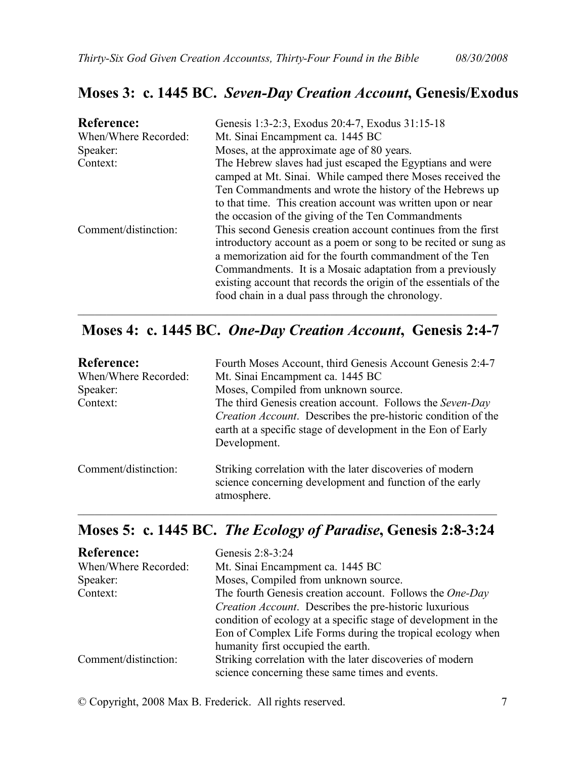## Moses 3: c. 1445 BC. *Seven-Day Creation Account*, Genesis/Exodus

| | |
|---|---|
| **Reference:** | Genesis 1:3-2:3, Exodus 20:4-7, Exodus 31:15-18 |
| When/Where Recorded: | Mt. Sinai Encampment ca. 1445 BC |
| Speaker: | Moses, at the approximate age of 80 years. |
| Context: | The Hebrew slaves had just escaped the Egyptians and were camped at Mt. Sinai. While camped there Moses received the Ten Commandments and wrote the history of the Hebrews up to that time. This creation account was written upon or near the occasion of the giving of the Ten Commandments |
| Comment/distinction: | This second Genesis creation account continues from the first introductory account as a poem or song to be recited or sung as a memorization aid for the fourth commandment of the Ten Commandments. It is a Mosaic adaptation from a previously existing account that records the origin of the essentials of the food chain in a dual pass through the chronology. |

---

## Moses 4: c. 1445 BC. *One-Day Creation Account*, Genesis 2:4-7

| | |
|---|---|
| **Reference:** | Fourth Moses Account, third Genesis Account Genesis 2:4-7 |
| When/Where Recorded: | Mt. Sinai Encampment ca. 1445 BC |
| Speaker: | Moses, Compiled from unknown source. |
| Context: | The third Genesis creation account. Follows the *Seven-Day Creation Account*. Describes the pre-historic condition of the earth at a specific stage of development in the Eon of Early Development. |
| Comment/distinction: | Striking correlation with the later discoveries of modern science concerning development and function of the early atmosphere. |

---

## Moses 5: c. 1445 BC. *The Ecology of Paradise*, Genesis 2:8-3:24

| | |
|---|---|
| **Reference:** | Genesis 2:8-3:24 |
| When/Where Recorded: | Mt. Sinai Encampment ca. 1445 BC |
| Speaker: | Moses, Compiled from unknown source. |
| Context: | The fourth Genesis creation account. Follows the *One-Day Creation Account*. Describes the pre-historic luxurious condition of ecology at a specific stage of development in the Eon of Complex Life Forms during the tropical ecology when humanity first occupied the earth. |
| Comment/distinction: | Striking correlation with the later discoveries of modern science concerning these same times and events. |

© Copyright, 2008 Max B. Frederick. All rights reserved.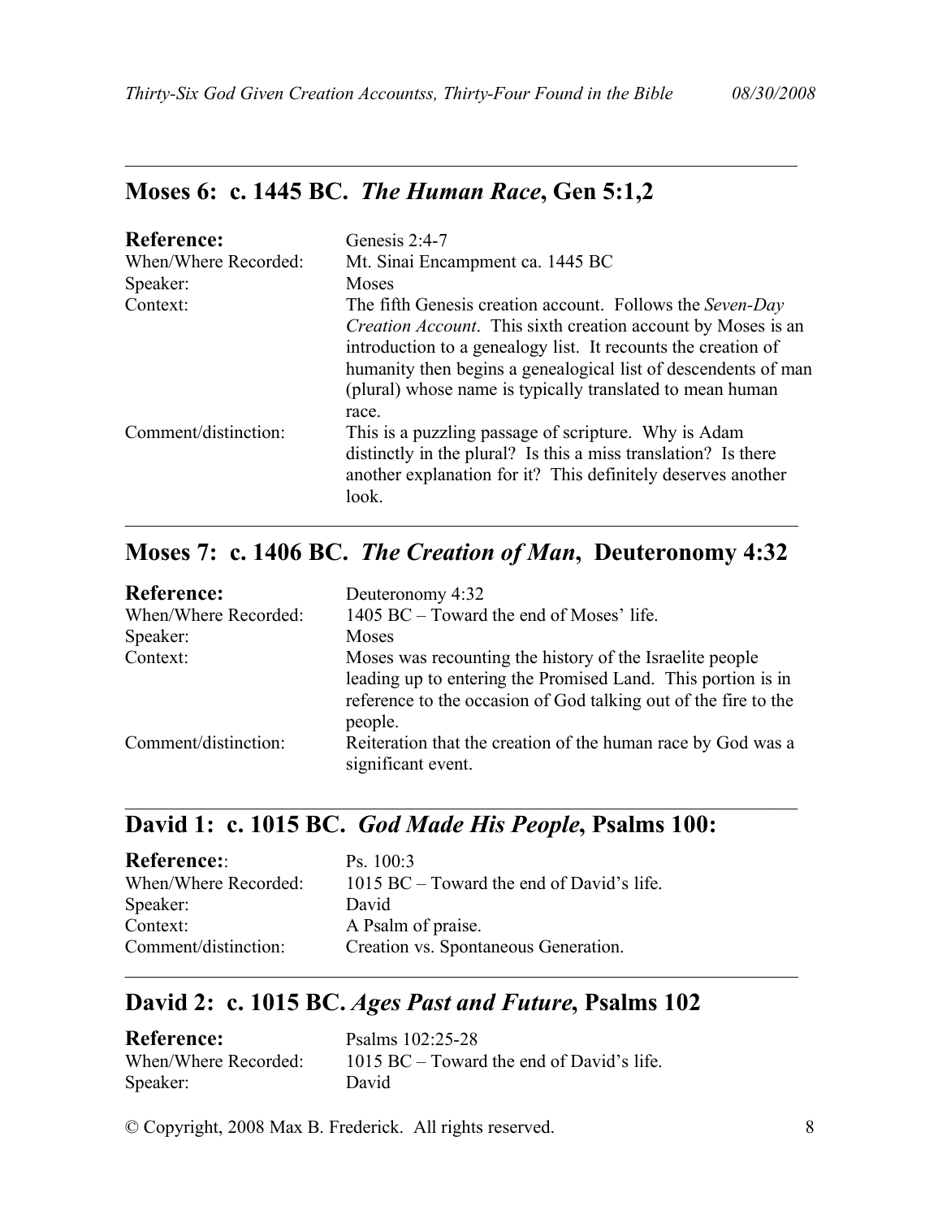---

## Moses 6: c. 1445 BC. *The Human Race*, Gen 5:1,2

| **Reference:** | Genesis 2:4-7 |
|---|---|
| When/Where Recorded: | Mt. Sinai Encampment ca. 1445 BC |
| Speaker: | Moses |
| Context: | The fifth Genesis creation account. Follows the *Seven-Day Creation Account*. This sixth creation account by Moses is an introduction to a genealogy list. It recounts the creation of humanity then begins a genealogical list of descendents of man (plural) whose name is typically translated to mean human race. |
| Comment/distinction: | This is a puzzling passage of scripture. Why is Adam distinctly in the plural? Is this a miss translation? Is there another explanation for it? This definitely deserves another look. |

---

## Moses 7: c. 1406 BC. *The Creation of Man*, Deuteronomy 4:32

| **Reference:** | Deuteronomy 4:32 |
|---|---|
| When/Where Recorded: | 1405 BC – Toward the end of Moses' life. |
| Speaker: | Moses |
| Context: | Moses was recounting the history of the Israelite people leading up to entering the Promised Land. This portion is in reference to the occasion of God talking out of the fire to the people. |
| Comment/distinction: | Reiteration that the creation of the human race by God was a significant event. |

---

## David 1: c. 1015 BC. *God Made His People*, Psalms 100:

| **Reference:**: | Ps. 100:3 |
|---|---|
| When/Where Recorded: | 1015 BC – Toward the end of David's life. |
| Speaker: | David |
| Context: | A Psalm of praise. |
| Comment/distinction: | Creation vs. Spontaneous Generation. |

---

## David 2: c. 1015 BC. *Ages Past and Future*, Psalms 102

| **Reference:** | Psalms 102:25-28 |
|---|---|
| When/Where Recorded: | 1015 BC – Toward the end of David's life. |
| Speaker: | David |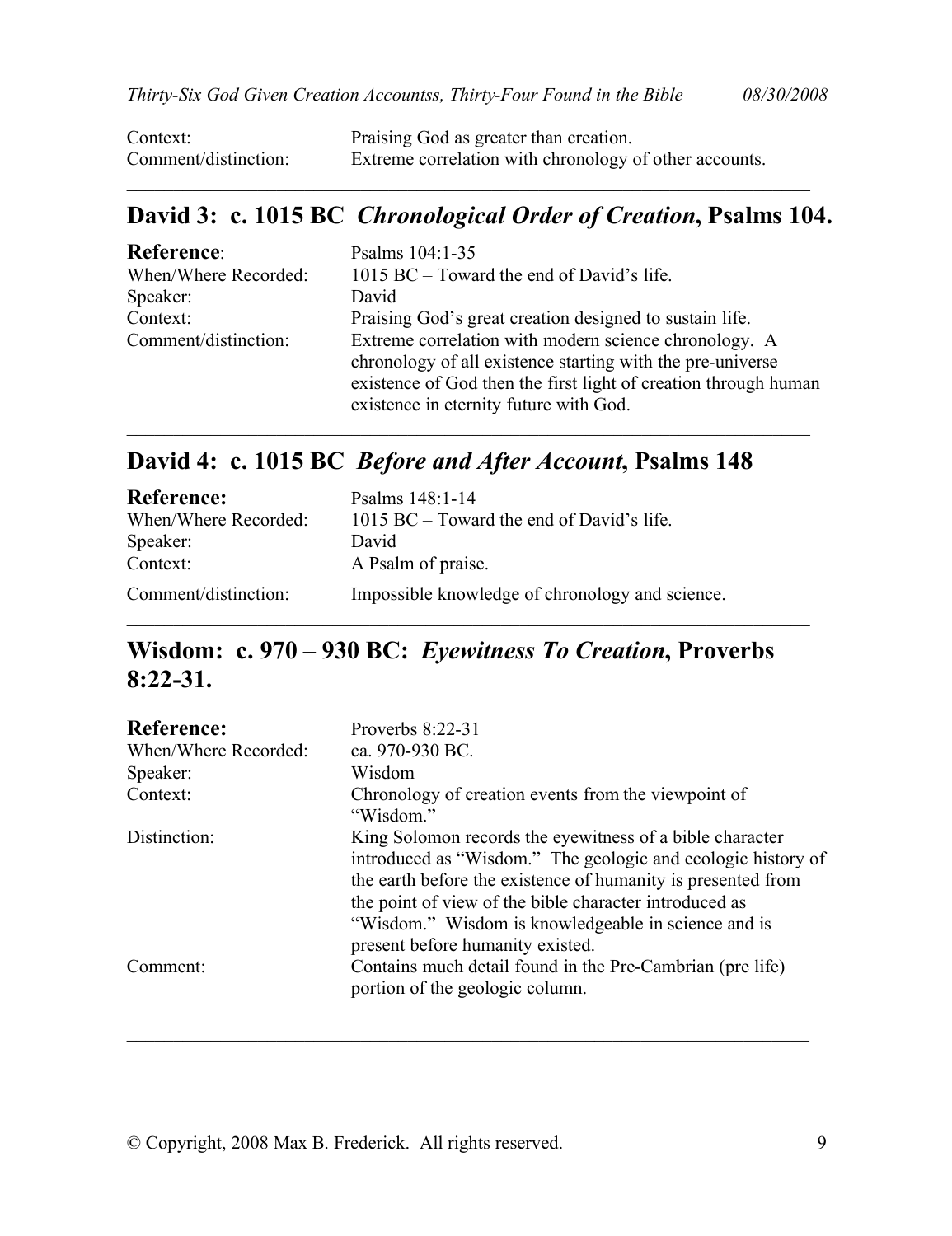Context: Praising God as greater than creation.
Comment/distinction: Extreme correlation with chronology of other accounts.

---

## David 3: c. 1015 BC *Chronological Order of Creation*, Psalms 104.

| | |
|---|---|
| **Reference**: | Psalms 104:1-35 |
| When/Where Recorded: | 1015 BC – Toward the end of David's life. |
| Speaker: | David |
| Context: | Praising God's great creation designed to sustain life. |
| Comment/distinction: | Extreme correlation with modern science chronology. A chronology of all existence starting with the pre-universe existence of God then the first light of creation through human existence in eternity future with God. |

---

## David 4: c. 1015 BC *Before and After Account*, Psalms 148

| | |
|---|---|
| **Reference:** | Psalms 148:1-14 |
| When/Where Recorded: | 1015 BC – Toward the end of David's life. |
| Speaker: | David |
| Context: | A Psalm of praise. |
| Comment/distinction: | Impossible knowledge of chronology and science. |

---

## Wisdom: c. 970 – 930 BC: *Eyewitness To Creation*, Proverbs 8:22-31.

| | |
|---|---|
| **Reference:** | Proverbs 8:22-31 |
| When/Where Recorded: | ca. 970-930 BC. |
| Speaker: | Wisdom |
| Context: | Chronology of creation events from the viewpoint of "Wisdom." |
| Distinction: | King Solomon records the eyewitness of a bible character introduced as "Wisdom." The geologic and ecologic history of the earth before the existence of humanity is presented from the point of view of the bible character introduced as "Wisdom." Wisdom is knowledgeable in science and is present before humanity existed. |
| Comment: | Contains much detail found in the Pre-Cambrian (pre life) portion of the geologic column. |

---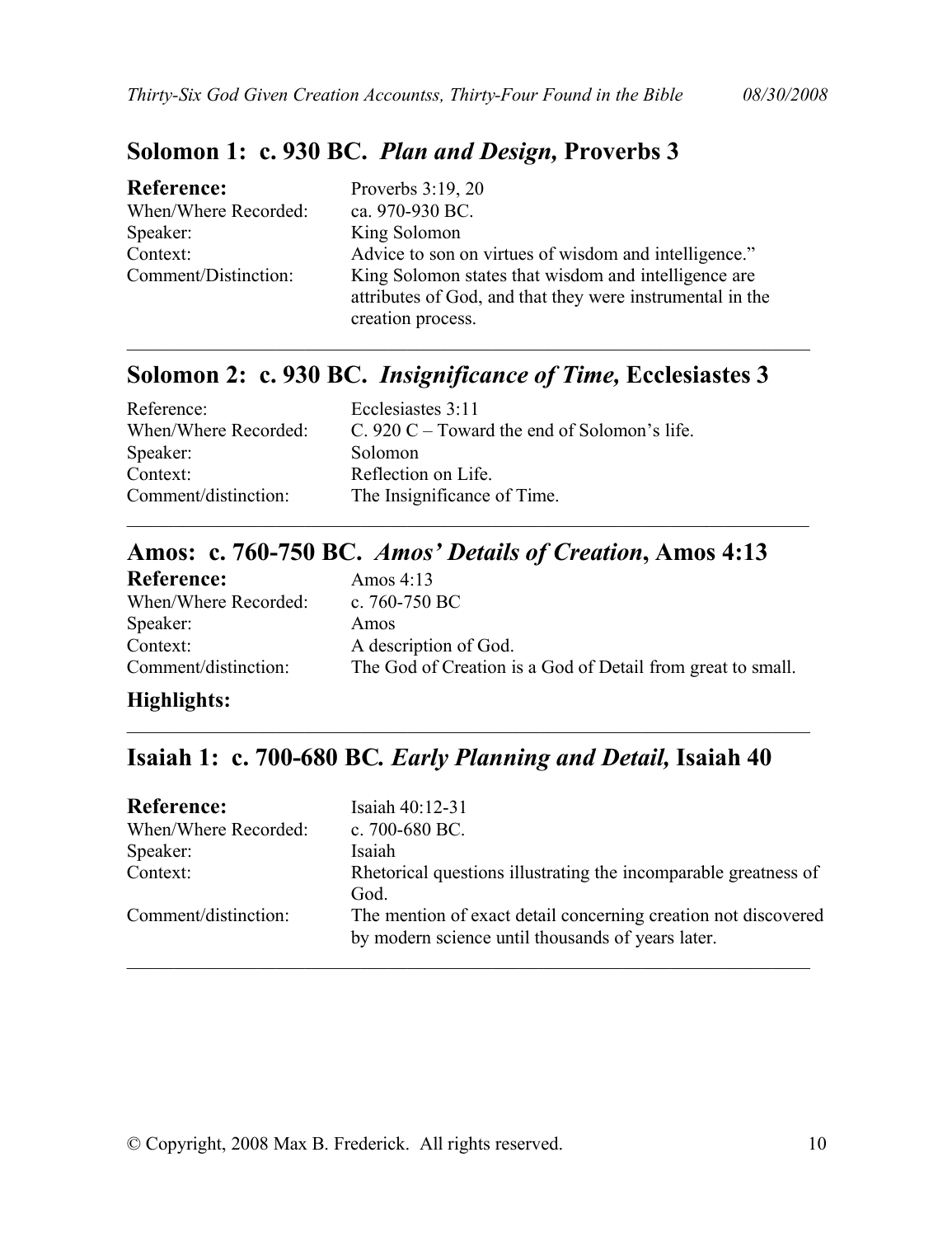## Solomon 1: c. 930 BC. *Plan and Design,* Proverbs 3

| | |
|---|---|
| **Reference:** | Proverbs 3:19, 20 |
| When/Where Recorded: | ca. 970-930 BC. |
| Speaker: | King Solomon |
| Context: | Advice to son on virtues of wisdom and intelligence." |
| Comment/Distinction: | King Solomon states that wisdom and intelligence are attributes of God, and that they were instrumental in the creation process. |

---

## Solomon 2: c. 930 BC. *Insignificance of Time,* Ecclesiastes 3

| | |
|---|---|
| Reference: | Ecclesiastes 3:11 |
| When/Where Recorded: | C. 920 C – Toward the end of Solomon's life. |
| Speaker: | Solomon |
| Context: | Reflection on Life. |
| Comment/distinction: | The Insignificance of Time. |

---

## Amos: c. 760-750 BC. *Amos' Details of Creation*, Amos 4:13

| | |
|---|---|
| **Reference:** | Amos 4:13 |
| When/Where Recorded: | c. 760-750 BC |
| Speaker: | Amos |
| Context: | A description of God. |
| Comment/distinction: | The God of Creation is a God of Detail from great to small. |

**Highlights:**

---

## Isaiah 1: c. 700-680 BC. *Early Planning and Detail,* Isaiah 40

| | |
|---|---|
| **Reference:** | Isaiah 40:12-31 |
| When/Where Recorded: | c. 700-680 BC. |
| Speaker: | Isaiah |
| Context: | Rhetorical questions illustrating the incomparable greatness of God. |
| Comment/distinction: | The mention of exact detail concerning creation not discovered by modern science until thousands of years later. |

---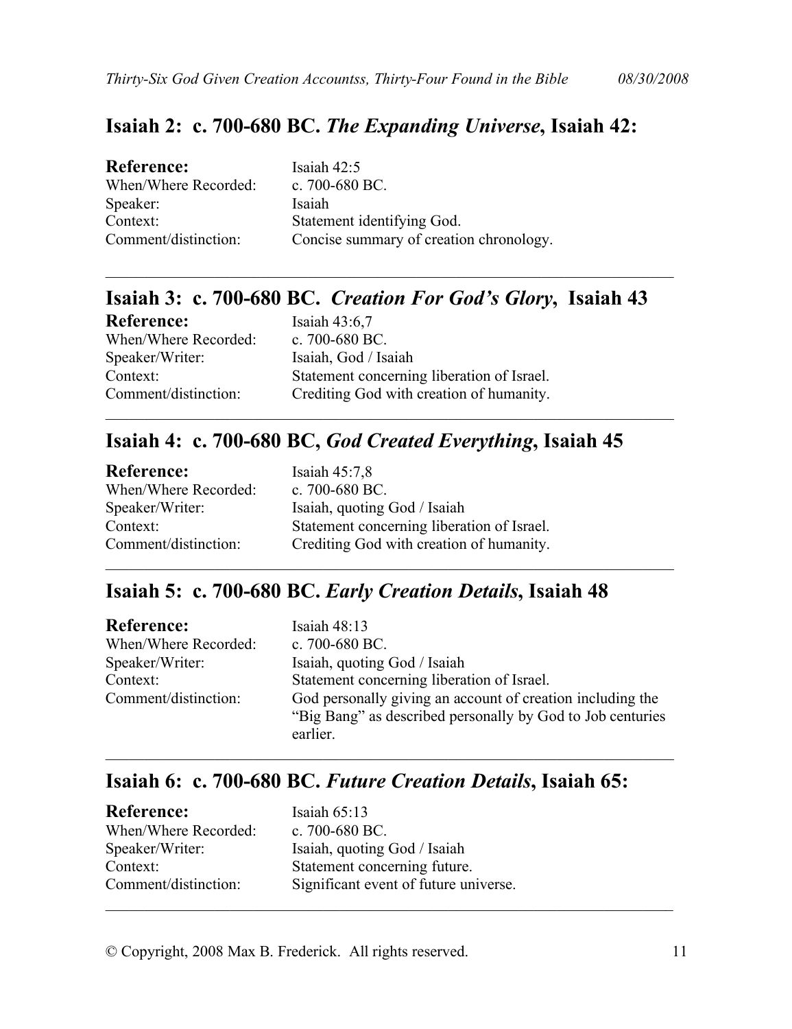## Isaiah 2: c. 700-680 BC. *The Expanding Universe*, Isaiah 42:

| **Reference:** | Isaiah 42:5 |
|---|---|
| When/Where Recorded: | c. 700-680 BC. |
| Speaker: | Isaiah |
| Context: | Statement identifying God. |
| Comment/distinction: | Concise summary of creation chronology. |

---

## Isaiah 3: c. 700-680 BC. *Creation For God's Glory*, Isaiah 43

| **Reference:** | Isaiah 43:6,7 |
|---|---|
| When/Where Recorded: | c. 700-680 BC. |
| Speaker/Writer: | Isaiah, God / Isaiah |
| Context: | Statement concerning liberation of Israel. |
| Comment/distinction: | Crediting God with creation of humanity. |

---

## Isaiah 4: c. 700-680 BC, *God Created Everything*, Isaiah 45

| **Reference:** | Isaiah 45:7,8 |
|---|---|
| When/Where Recorded: | c. 700-680 BC. |
| Speaker/Writer: | Isaiah, quoting God / Isaiah |
| Context: | Statement concerning liberation of Israel. |
| Comment/distinction: | Crediting God with creation of humanity. |

---

## Isaiah 5: c. 700-680 BC. *Early Creation Details*, Isaiah 48

| **Reference:** | Isaiah 48:13 |
|---|---|
| When/Where Recorded: | c. 700-680 BC. |
| Speaker/Writer: | Isaiah, quoting God / Isaiah |
| Context: | Statement concerning liberation of Israel. |
| Comment/distinction: | God personally giving an account of creation including the "Big Bang" as described personally by God to Job centuries earlier. |

---

## Isaiah 6: c. 700-680 BC. *Future Creation Details*, Isaiah 65:

| **Reference:** | Isaiah 65:13 |
|---|---|
| When/Where Recorded: | c. 700-680 BC. |
| Speaker/Writer: | Isaiah, quoting God / Isaiah |
| Context: | Statement concerning future. |
| Comment/distinction: | Significant event of future universe. |

---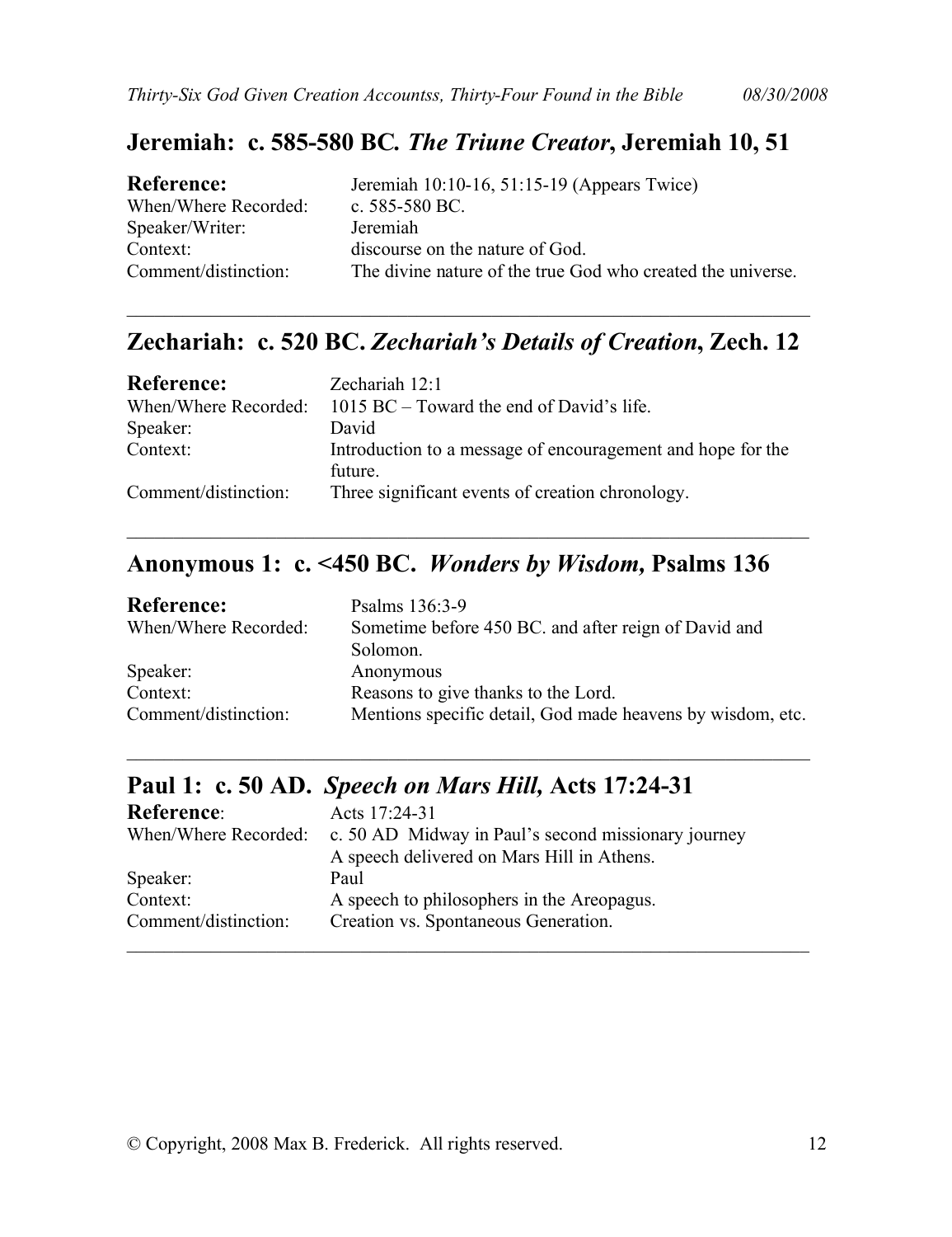## Jeremiah: c. 585-580 BC. *The Triune Creator*, Jeremiah 10, 51

| | |
|---|---|
| **Reference:** | Jeremiah 10:10-16, 51:15-19 (Appears Twice) |
| When/Where Recorded: | c. 585-580 BC. |
| Speaker/Writer: | Jeremiah |
| Context: | discourse on the nature of God. |
| Comment/distinction: | The divine nature of the true God who created the universe. |

---

## Zechariah: c. 520 BC. *Zechariah's Details of Creation*, Zech. 12

| | |
|---|---|
| **Reference:** | Zechariah 12:1 |
| When/Where Recorded: | 1015 BC – Toward the end of David's life. |
| Speaker: | David |
| Context: | Introduction to a message of encouragement and hope for the future. |
| Comment/distinction: | Three significant events of creation chronology. |

---

## Anonymous 1: c. <450 BC. *Wonders by Wisdom,* Psalms 136

| | |
|---|---|
| **Reference:** | Psalms 136:3-9 |
| When/Where Recorded: | Sometime before 450 BC. and after reign of David and Solomon. |
| Speaker: | Anonymous |
| Context: | Reasons to give thanks to the Lord. |
| Comment/distinction: | Mentions specific detail, God made heavens by wisdom, etc. |

---

## Paul 1: c. 50 AD. *Speech on Mars Hill,* Acts 17:24-31

| | |
|---|---|
| **Reference**: | Acts 17:24-31 |
| When/Where Recorded: | c. 50 AD Midway in Paul's second missionary journey A speech delivered on Mars Hill in Athens. |
| Speaker: | Paul |
| Context: | A speech to philosophers in the Areopagus. |
| Comment/distinction: | Creation vs. Spontaneous Generation. |

---

© Copyright, 2008 Max B. Frederick. All rights reserved.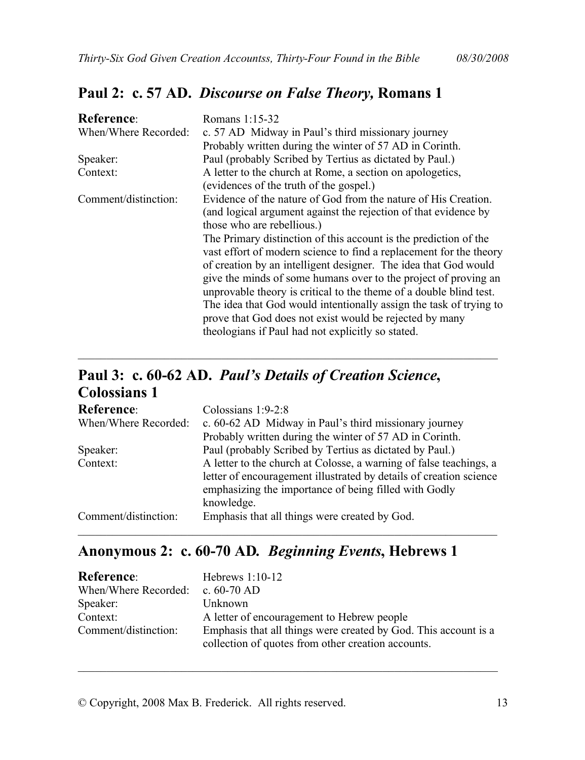## Paul 2: c. 57 AD. *Discourse on False Theory,* Romans 1

| | |
|---|---|
| **Reference**: | Romans 1:15-32 |
| When/Where Recorded: | c. 57 AD Midway in Paul's third missionary journey<br>Probably written during the winter of 57 AD in Corinth. |
| Speaker: | Paul (probably Scribed by Tertius as dictated by Paul.) |
| Context: | A letter to the church at Rome, a section on apologetics, (evidences of the truth of the gospel.) |
| Comment/distinction: | Evidence of the nature of God from the nature of His Creation. (and logical argument against the rejection of that evidence by those who are rebellious.)<br>The Primary distinction of this account is the prediction of the vast effort of modern science to find a replacement for the theory of creation by an intelligent designer. The idea that God would give the minds of some humans over to the project of proving an unprovable theory is critical to the theme of a double blind test. The idea that God would intentionally assign the task of trying to prove that God does not exist would be rejected by many theologians if Paul had not explicitly so stated. |

---

## Paul 3: c. 60-62 AD. *Paul's Details of Creation Science*, Colossians 1

| | |
|---|---|
| **Reference**: | Colossians 1:9-2:8 |
| When/Where Recorded: | c. 60-62 AD Midway in Paul's third missionary journey<br>Probably written during the winter of 57 AD in Corinth. |
| Speaker: | Paul (probably Scribed by Tertius as dictated by Paul.) |
| Context: | A letter to the church at Colosse, a warning of false teachings, a letter of encouragement illustrated by details of creation science emphasizing the importance of being filled with Godly knowledge. |
| Comment/distinction: | Emphasis that all things were created by God. |

---

## Anonymous 2: c. 60-70 AD*. Beginning Events*, Hebrews 1

| | |
|---|---|
| **Reference**: | Hebrews 1:10-12 |
| When/Where Recorded: | c. 60-70 AD |
| Speaker: | Unknown |
| Context: | A letter of encouragement to Hebrew people |
| Comment/distinction: | Emphasis that all things were created by God. This account is a collection of quotes from other creation accounts. |

---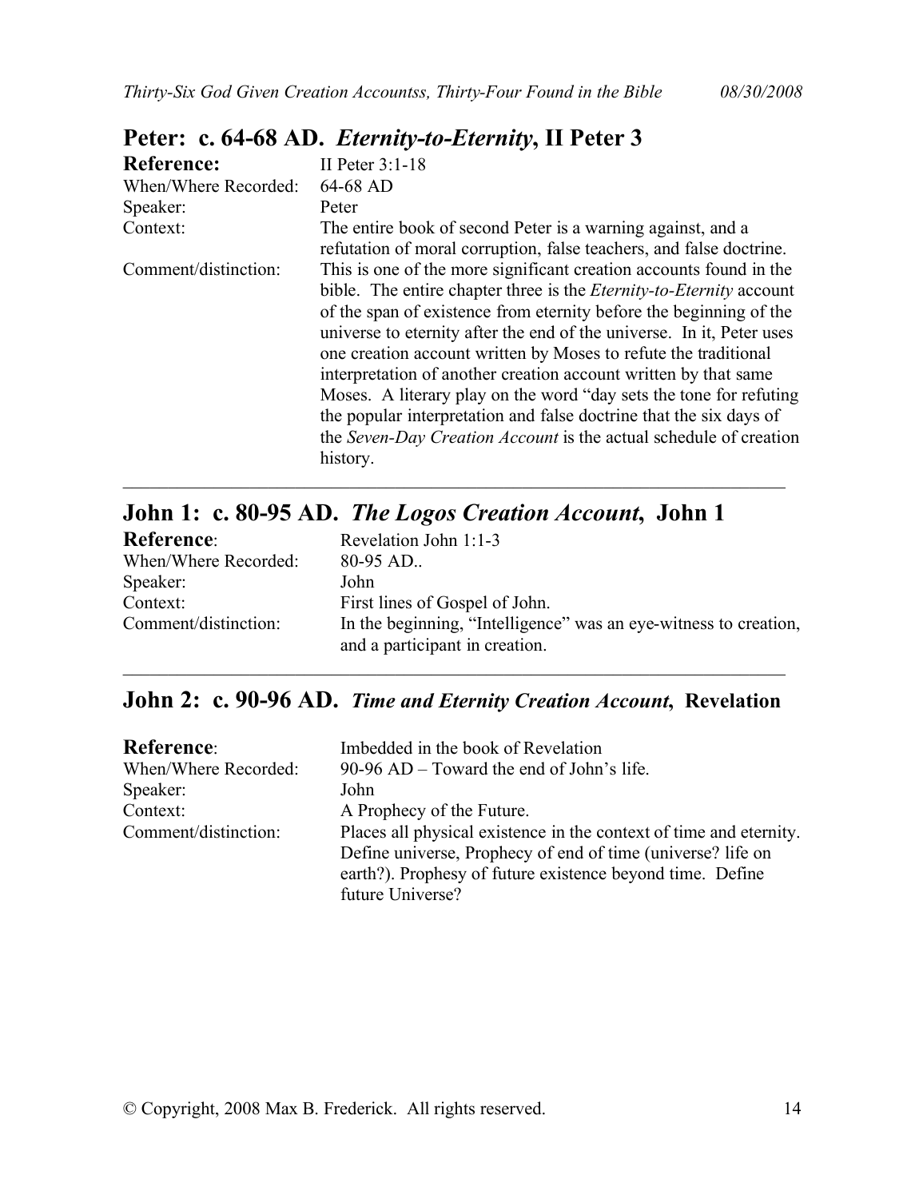## Peter: c. 64-68 AD. *Eternity-to-Eternity*, II Peter 3

| | |
|---|---|
| **Reference:** | II Peter 3:1-18 |
| When/Where Recorded: | 64-68 AD |
| Speaker: | Peter |
| Context: | The entire book of second Peter is a warning against, and a refutation of moral corruption, false teachers, and false doctrine. |
| Comment/distinction: | This is one of the more significant creation accounts found in the bible. The entire chapter three is the *Eternity-to-Eternity* account of the span of existence from eternity before the beginning of the universe to eternity after the end of the universe. In it, Peter uses one creation account written by Moses to refute the traditional interpretation of another creation account written by that same Moses. A literary play on the word "day sets the tone for refuting the popular interpretation and false doctrine that the six days of the *Seven-Day Creation Account* is the actual schedule of creation history. |

---

## John 1: c. 80-95 AD. *The Logos Creation Account*, John 1

| | |
|---|---|
| **Reference**: | Revelation John 1:1-3 |
| When/Where Recorded: | 80-95 AD.. |
| Speaker: | John |
| Context: | First lines of Gospel of John. |
| Comment/distinction: | In the beginning, "Intelligence" was an eye-witness to creation, and a participant in creation. |

---

## John 2: c. 90-96 AD. *Time and Eternity Creation Account*, Revelation

| | |
|---|---|
| **Reference**: | Imbedded in the book of Revelation |
| When/Where Recorded: | 90-96 AD – Toward the end of John's life. |
| Speaker: | John |
| Context: | A Prophecy of the Future. |
| Comment/distinction: | Places all physical existence in the context of time and eternity. Define universe, Prophecy of end of time (universe? life on earth?). Prophesy of future existence beyond time. Define future Universe? |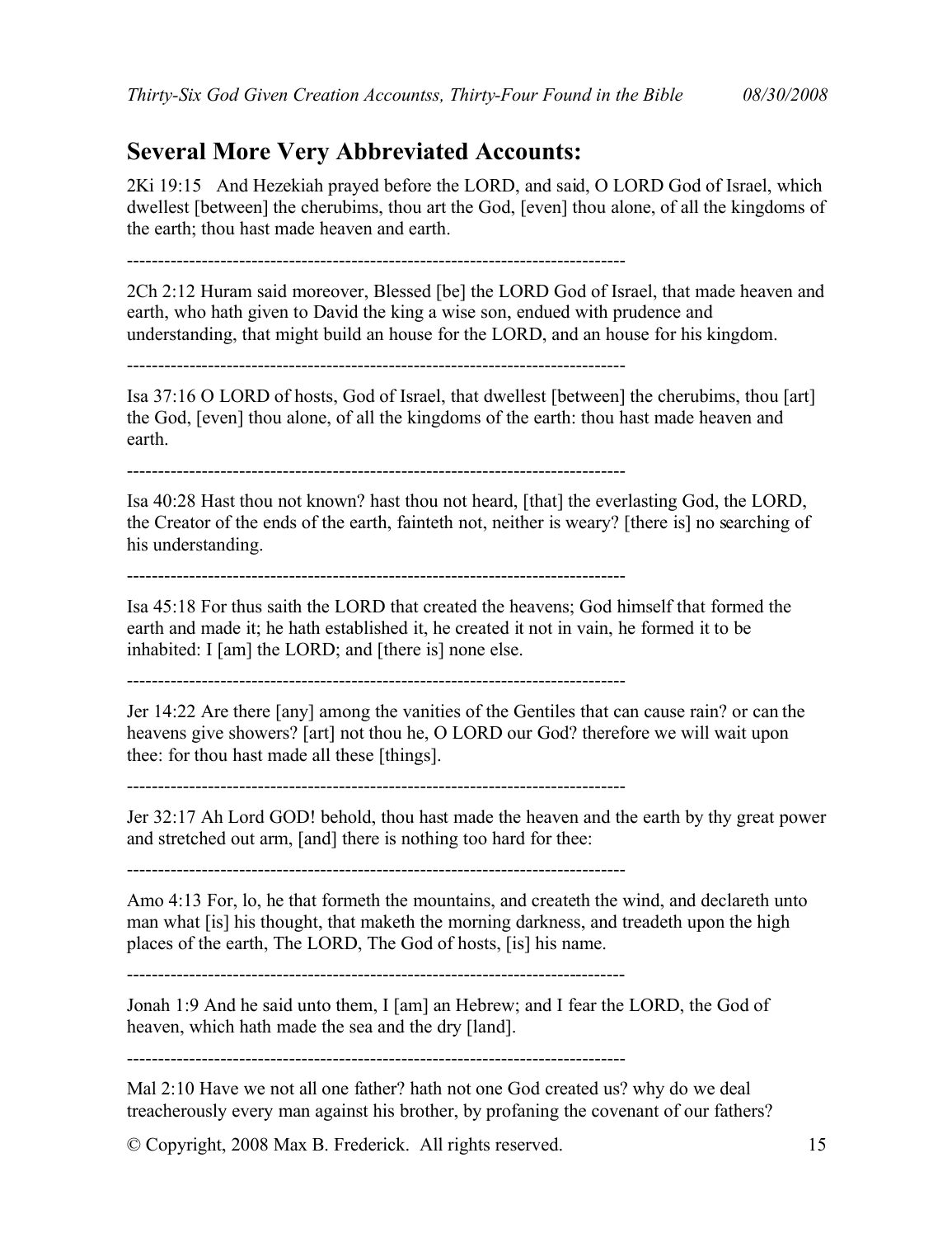## Several More Very Abbreviated Accounts:

2Ki 19:15 And Hezekiah prayed before the LORD, and said, O LORD God of Israel, which dwellest [between] the cherubims, thou art the God, [even] thou alone, of all the kingdoms of the earth; thou hast made heaven and earth.

--------------------------------------------------------------------------------

2Ch 2:12 Huram said moreover, Blessed [be] the LORD God of Israel, that made heaven and earth, who hath given to David the king a wise son, endued with prudence and understanding, that might build an house for the LORD, and an house for his kingdom.

--------------------------------------------------------------------------------

Isa 37:16 O LORD of hosts, God of Israel, that dwellest [between] the cherubims, thou [art] the God, [even] thou alone, of all the kingdoms of the earth: thou hast made heaven and earth.

--------------------------------------------------------------------------------

Isa 40:28 Hast thou not known? hast thou not heard, [that] the everlasting God, the LORD, the Creator of the ends of the earth, fainteth not, neither is weary? [there is] no searching of his understanding.

--------------------------------------------------------------------------------

Isa 45:18 For thus saith the LORD that created the heavens; God himself that formed the earth and made it; he hath established it, he created it not in vain, he formed it to be inhabited: I [am] the LORD; and [there is] none else.

--------------------------------------------------------------------------------

Jer 14:22 Are there [any] among the vanities of the Gentiles that can cause rain? or can the heavens give showers? [art] not thou he, O LORD our God? therefore we will wait upon thee: for thou hast made all these [things].

--------------------------------------------------------------------------------

Jer 32:17 Ah Lord GOD! behold, thou hast made the heaven and the earth by thy great power and stretched out arm, [and] there is nothing too hard for thee:

--------------------------------------------------------------------------------

Amo 4:13 For, lo, he that formeth the mountains, and createth the wind, and declareth unto man what [is] his thought, that maketh the morning darkness, and treadeth upon the high places of the earth, The LORD, The God of hosts, [is] his name.

--------------------------------------------------------------------------------

Jonah 1:9 And he said unto them, I [am] an Hebrew; and I fear the LORD, the God of heaven, which hath made the sea and the dry [land].

--------------------------------------------------------------------------------

Mal 2:10 Have we not all one father? hath not one God created us? why do we deal treacherously every man against his brother, by profaning the covenant of our fathers?

© Copyright, 2008 Max B. Frederick. All rights reserved.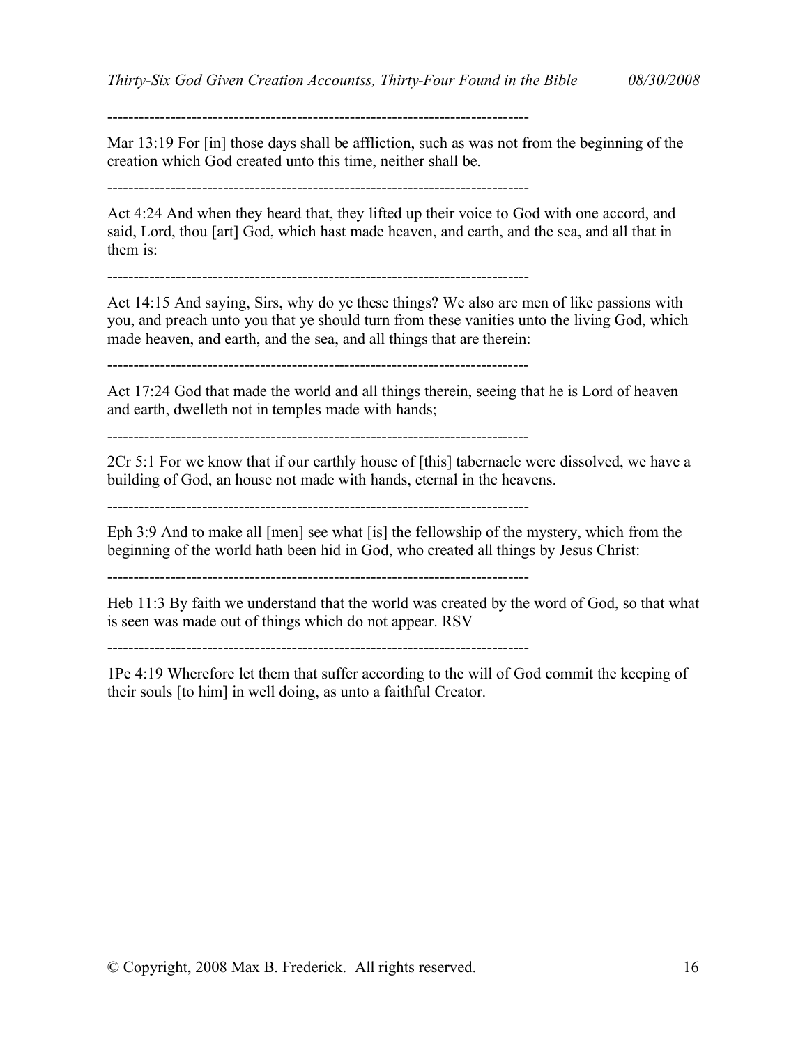--------------------------------------------------------------------------------

Mar 13:19 For [in] those days shall be affliction, such as was not from the beginning of the creation which God created unto this time, neither shall be.

--------------------------------------------------------------------------------

Act 4:24 And when they heard that, they lifted up their voice to God with one accord, and said, Lord, thou [art] God, which hast made heaven, and earth, and the sea, and all that in them is:

--------------------------------------------------------------------------------

Act 14:15 And saying, Sirs, why do ye these things? We also are men of like passions with you, and preach unto you that ye should turn from these vanities unto the living God, which made heaven, and earth, and the sea, and all things that are therein:

--------------------------------------------------------------------------------

Act 17:24 God that made the world and all things therein, seeing that he is Lord of heaven and earth, dwelleth not in temples made with hands;

--------------------------------------------------------------------------------

2Cr 5:1 For we know that if our earthly house of [this] tabernacle were dissolved, we have a building of God, an house not made with hands, eternal in the heavens.

--------------------------------------------------------------------------------

Eph 3:9 And to make all [men] see what [is] the fellowship of the mystery, which from the beginning of the world hath been hid in God, who created all things by Jesus Christ:

--------------------------------------------------------------------------------

Heb 11:3 By faith we understand that the world was created by the word of God, so that what is seen was made out of things which do not appear. RSV

--------------------------------------------------------------------------------

1Pe 4:19 Wherefore let them that suffer according to the will of God commit the keeping of their souls [to him] in well doing, as unto a faithful Creator.

© Copyright, 2008 Max B. Frederick. All rights reserved.